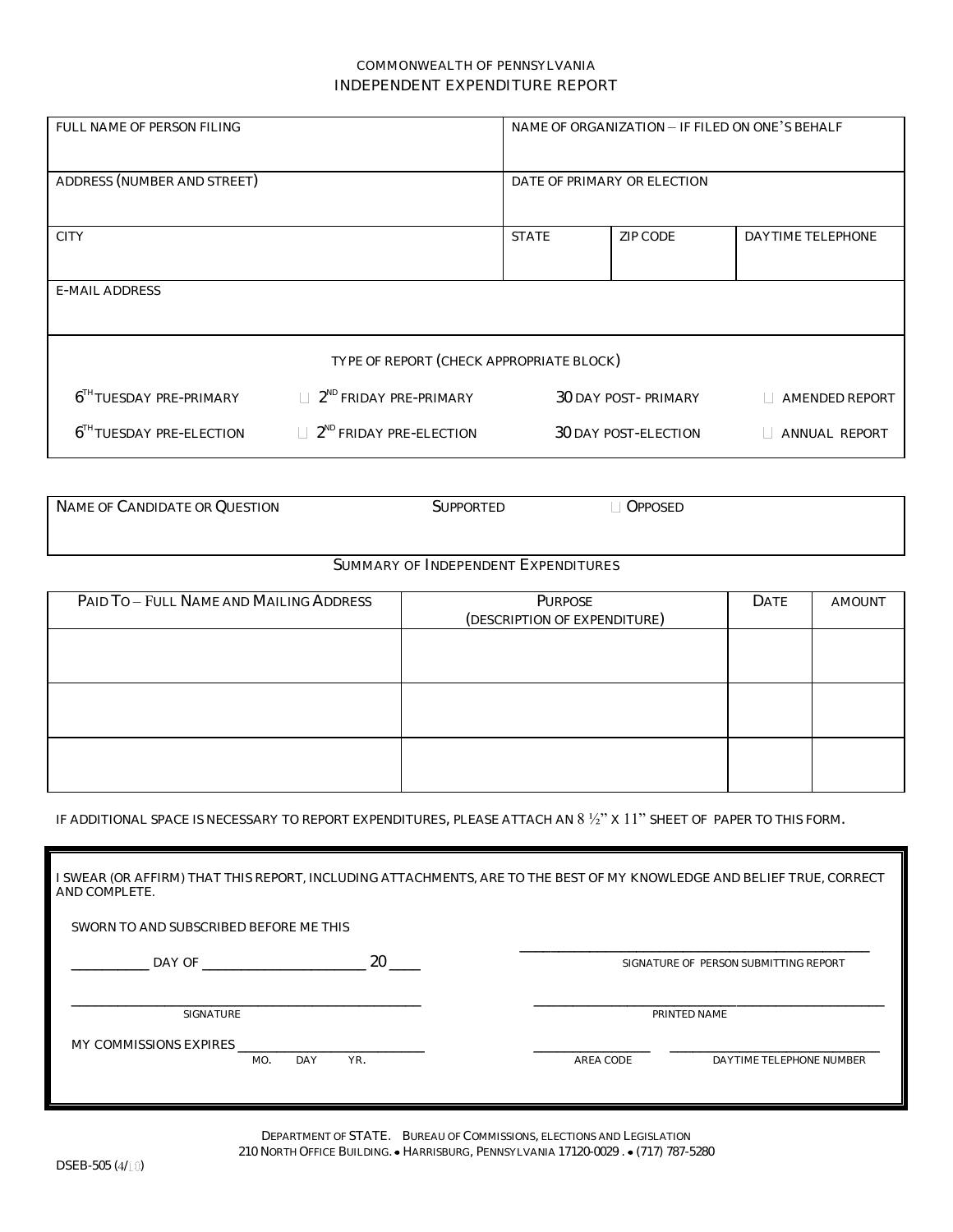COMMONWEALTH OF PENNSYLVANIA

# INDEPENDENT EXPENDITURE REPORT

| FULL NAME OF PERSON FILING | NAME OF ORGANIZATION – IF FILED ON ONE'S BEHALF | | |
|---|---|---|---|
| ADDRESS (NUMBER AND STREET) | DATE OF PRIMARY OR ELECTION | | |
| CITY | STATE | ZIP CODE | DAYTIME TELEPHONE |
| E-MAIL ADDRESS | | | |

TYPE OF REPORT (CHECK APPROPRIATE BLOCK)

| | | | |
|---|---|---|---|
| 6TH TUESDAY PRE-PRIMARY | ☐ 2ND FRIDAY PRE-PRIMARY | 30 DAY POST- PRIMARY | ☐ AMENDED REPORT |
| 6TH TUESDAY PRE-ELECTION | ☐ 2ND FRIDAY PRE-ELECTION | 30 DAY POST-ELECTION | ☐ ANNUAL REPORT |

NAME OF CANDIDATE OR QUESTION SUPPORTED ☐ OPPOSED

## SUMMARY OF INDEPENDENT EXPENDITURES

| PAID TO – FULL NAME AND MAILING ADDRESS | PURPOSE (DESCRIPTION OF EXPENDITURE) | DATE | AMOUNT |
|---|---|---|---|
| | | | |
| | | | |
| | | | |

IF ADDITIONAL SPACE IS NECESSARY TO REPORT EXPENDITURES, PLEASE ATTACH AN 8 ½" X 11" SHEET OF PAPER TO THIS FORM.

I SWEAR (OR AFFIRM) THAT THIS REPORT, INCLUDING ATTACHMENTS, ARE TO THE BEST OF MY KNOWLEDGE AND BELIEF TRUE, CORRECT AND COMPLETE.

SWORN TO AND SUBSCRIBED BEFORE ME THIS

__________ DAY OF ______________________ 20 ____

_______________________________________
SIGNATURE OF PERSON SUBMITTING REPORT

_______________________________________
SIGNATURE

_______________________________________
PRINTED NAME

MY COMMISSIONS EXPIRES ______________________
MO. DAY YR.

______________ ______________________
AREA CODE DAYTIME TELEPHONE NUMBER

DEPARTMENT OF STATE. BUREAU OF COMMISSIONS, ELECTIONS AND LEGISLATION
210 NORTH OFFICE BUILDING. • HARRISBURG, PENNSYLVANIA 17120-0029 . • (717) 787-5280

DSEB-505 (4/10)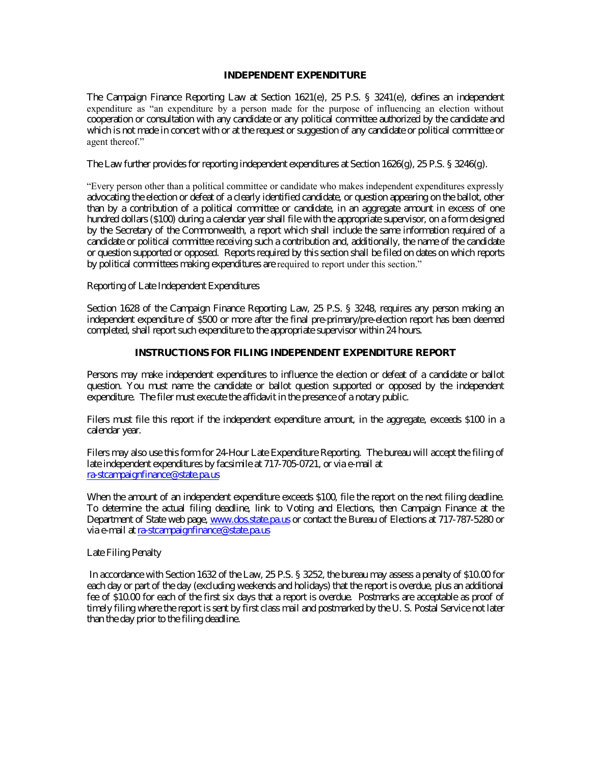## INDEPENDENT EXPENDITURE

The Campaign Finance Reporting Law at Section 1621(e), 25 P.S. § 3241(e), defines an independent expenditure as "an expenditure by a person made for the purpose of influencing an election without cooperation or consultation with any candidate or any political committee authorized by the candidate and which is not made in concert with or at the request or suggestion of any candidate or political committee or agent thereof."

The Law further provides for reporting independent expenditures at Section 1626(g), 25 P.S. § 3246(g).

"Every person other than a political committee or candidate who makes independent expenditures expressly advocating the election or defeat of a clearly identified candidate, or question appearing on the ballot, other than by a contribution of a political committee or candidate, in an aggregate amount in excess of one hundred dollars ($100) during a calendar year shall file with the appropriate supervisor, on a form designed by the Secretary of the Commonwealth, a report which shall include the same information required of a candidate or political committee receiving such a contribution and, additionally, the name of the candidate or question supported or opposed. Reports required by this section shall be filed on dates on which reports by political committees making expenditures are required to report under this section."

Reporting of Late Independent Expenditures

Section 1628 of the Campaign Finance Reporting Law, 25 P.S. § 3248, requires any person making an independent expenditure of $500 or more after the final pre-primary/pre-election report has been deemed completed, shall report such expenditure to the appropriate supervisor within 24 hours.

## INSTRUCTIONS FOR FILING INDEPENDENT EXPENDITURE REPORT

Persons may make independent expenditures to influence the election or defeat of a candidate or ballot question. You must name the candidate or ballot question supported or opposed by the independent expenditure. The filer must execute the affidavit in the presence of a notary public.

Filers must file this report if the independent expenditure amount, in the aggregate, exceeds $100 in a calendar year.

Filers may also use this form for 24-Hour Late Expenditure Reporting. The bureau will accept the filing of late independent expenditures by facsimile at 717-705-0721, or via e-mail at ra-stcampaignfinance@state.pa.us

When the amount of an independent expenditure exceeds $100, file the report on the next filing deadline. To determine the actual filing deadline, link to Voting and Elections, then Campaign Finance at the Department of State web page, www.dos.state.pa.us or contact the Bureau of Elections at 717-787-5280 or via e-mail at ra-stcampaignfinance@state.pa.us

Late Filing Penalty

In accordance with Section 1632 of the Law, 25 P.S. § 3252, the bureau may assess a penalty of $10.00 for each day or part of the day (excluding weekends and holidays) that the report is overdue, plus an additional fee of $10.00 for each of the first six days that a report is overdue. Postmarks are acceptable as proof of timely filing where the report is sent by first class mail and postmarked by the U. S. Postal Service not later than the day prior to the filing deadline.